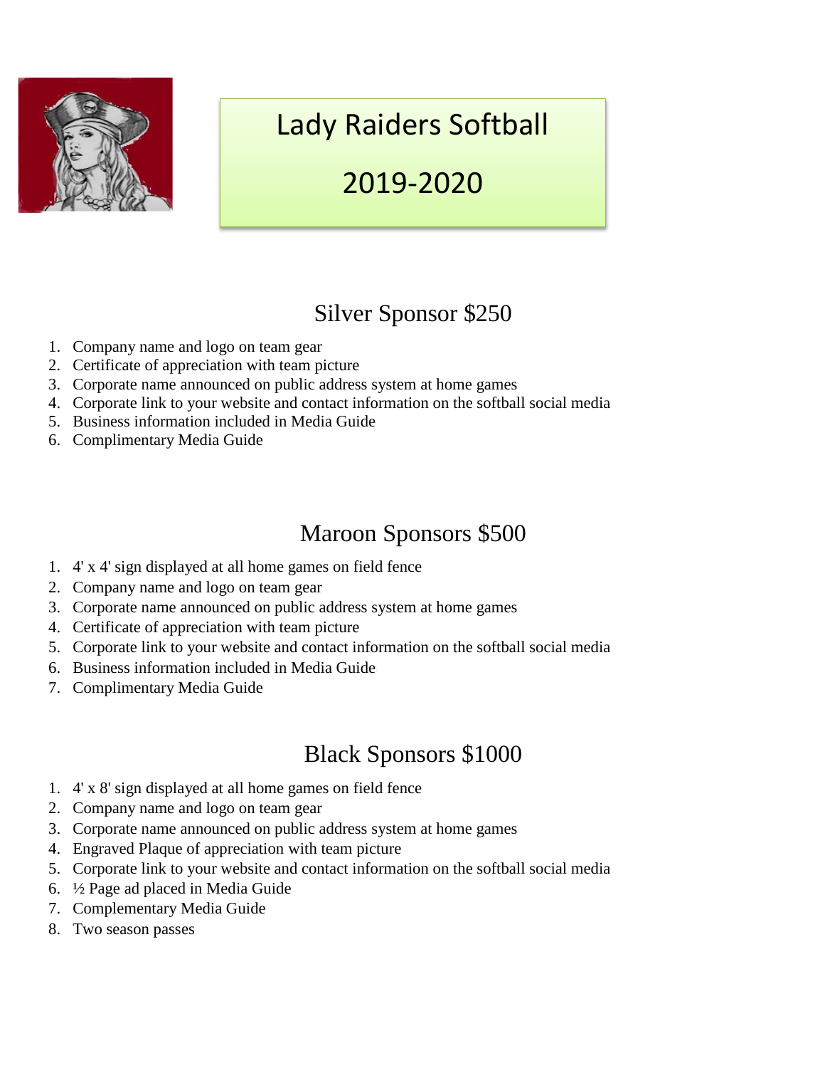# Lady Raiders Softball

# 2019-2020

## Silver Sponsor $250

1. Company name and logo on team gear
2. Certificate of appreciation with team picture
3. Corporate name announced on public address system at home games
4. Corporate link to your website and contact information on the softball social media
5. Business information included in Media Guide
6. Complimentary Media Guide

## Maroon Sponsors $500

1. 4' x 4' sign displayed at all home games on field fence
2. Company name and logo on team gear
3. Corporate name announced on public address system at home games
4. Certificate of appreciation with team picture
5. Corporate link to your website and contact information on the softball social media
6. Business information included in Media Guide
7. Complimentary Media Guide

## Black Sponsors $1000

1. 4' x 8' sign displayed at all home games on field fence
2. Company name and logo on team gear
3. Corporate name announced on public address system at home games
4. Engraved Plaque of appreciation with team picture
5. Corporate link to your website and contact information on the softball social media
6. ½ Page ad placed in Media Guide
7. Complementary Media Guide
8. Two season passes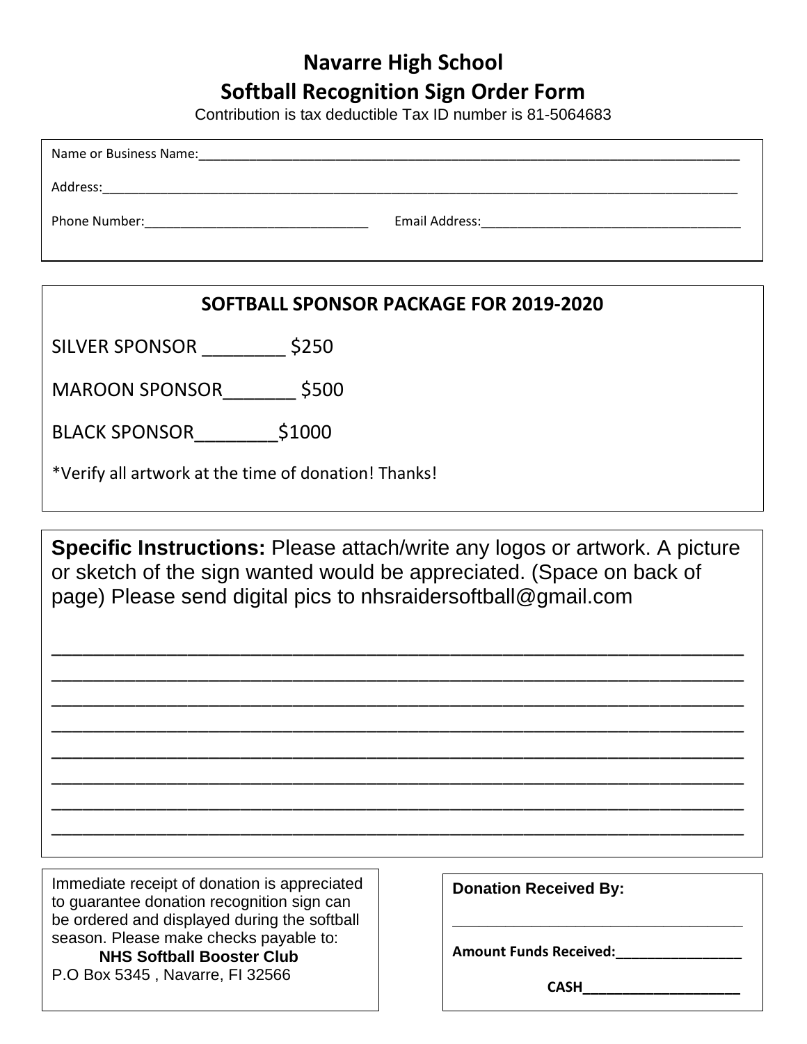# Navarre High School

## Softball Recognition Sign Order Form

Contribution is tax deductible Tax ID number is 81-5064683

Name or Business Name:________________________________________________________________________________

Address:___________________________________________________________________________________________

Phone Number:________________________________ Email Address:______________________________________

## SOFTBALL SPONSOR PACKAGE FOR 2019-2020

SILVER SPONSOR ________ $250

MAROON SPONSOR_______ $500

BLACK SPONSOR________$1000

*Verify all artwork at the time of donation! Thanks!

**Specific Instructions:** Please attach/write any logos or artwork. A picture or sketch of the sign wanted would be appreciated. (Space on back of page) Please send digital pics to nhsraidersoftball@gmail.com

______________________________________________________________________

______________________________________________________________________

______________________________________________________________________

______________________________________________________________________

______________________________________________________________________

______________________________________________________________________

______________________________________________________________________

______________________________________________________________________

Immediate receipt of donation is appreciated to guarantee donation recognition sign can be ordered and displayed during the softball season. Please make checks payable to:

**NHS Softball Booster Club**

P.O Box 5345 , Navarre, Fl 32566

**Donation Received By:**

___________________________________

**Amount Funds Received:**________________

**CASH**____________________